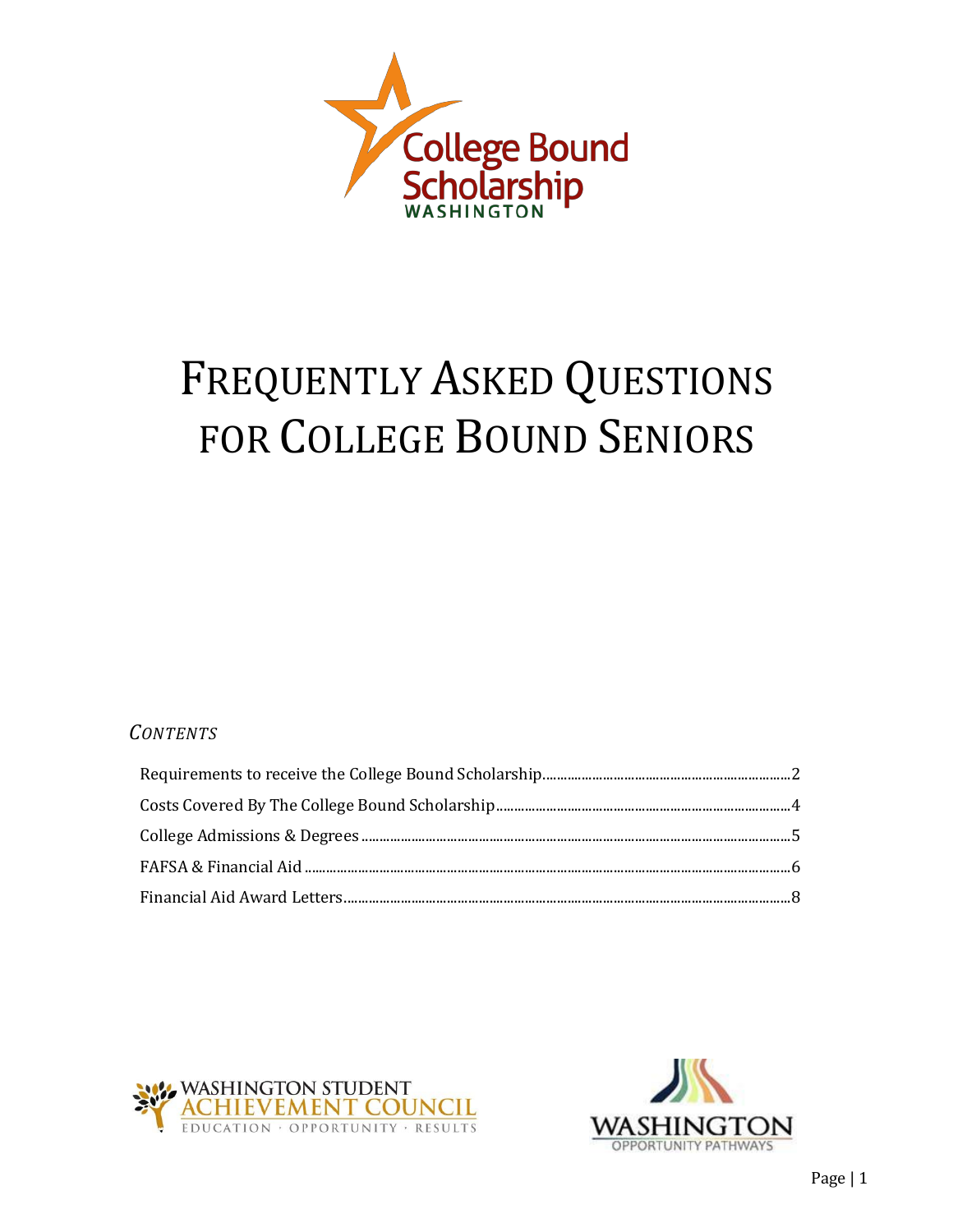# FREQUENTLY ASKED QUESTIONS FOR COLLEGE BOUND SENIORS

*CONTENTS*

Requirements to receive the College Bound Scholarship........2
Costs Covered By The College Bound Scholarship........4
College Admissions & Degrees........5
FAFSA & Financial Aid........6
Financial Aid Award Letters........8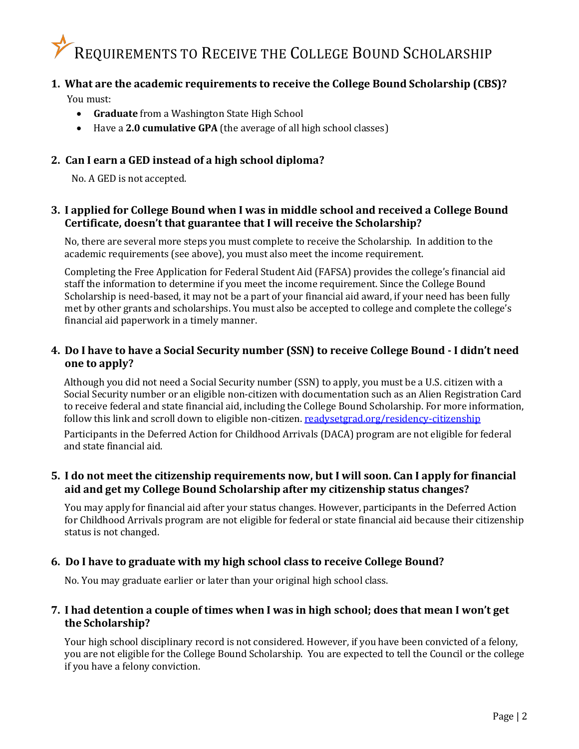# Requirements to Receive the College Bound Scholarship

**1. What are the academic requirements to receive the College Bound Scholarship (CBS)?**

You must:

- **Graduate** from a Washington State High School
- Have a **2.0 cumulative GPA** (the average of all high school classes)

**2. Can I earn a GED instead of a high school diploma?**

No. A GED is not accepted.

**3. I applied for College Bound when I was in middle school and received a College Bound Certificate, doesn't that guarantee that I will receive the Scholarship?**

No, there are several more steps you must complete to receive the Scholarship. In addition to the academic requirements (see above), you must also meet the income requirement.

Completing the Free Application for Federal Student Aid (FAFSA) provides the college's financial aid staff the information to determine if you meet the income requirement. Since the College Bound Scholarship is need-based, it may not be a part of your financial aid award, if your need has been fully met by other grants and scholarships. You must also be accepted to college and complete the college's financial aid paperwork in a timely manner.

**4. Do I have to have a Social Security number (SSN) to receive College Bound - I didn't need one to apply?**

Although you did not need a Social Security number (SSN) to apply, you must be a U.S. citizen with a Social Security number or an eligible non-citizen with documentation such as an Alien Registration Card to receive federal and state financial aid, including the College Bound Scholarship. For more information, follow this link and scroll down to eligible non-citizen. [readysetgrad.org/residency-citizenship](readysetgrad.org/residency-citizenship)

Participants in the Deferred Action for Childhood Arrivals (DACA) program are not eligible for federal and state financial aid.

**5. I do not meet the citizenship requirements now, but I will soon. Can I apply for financial aid and get my College Bound Scholarship after my citizenship status changes?**

You may apply for financial aid after your status changes. However, participants in the Deferred Action for Childhood Arrivals program are not eligible for federal or state financial aid because their citizenship status is not changed.

**6. Do I have to graduate with my high school class to receive College Bound?**

No. You may graduate earlier or later than your original high school class.

**7. I had detention a couple of times when I was in high school; does that mean I won't get the Scholarship?**

Your high school disciplinary record is not considered. However, if you have been convicted of a felony, you are not eligible for the College Bound Scholarship. You are expected to tell the Council or the college if you have a felony conviction.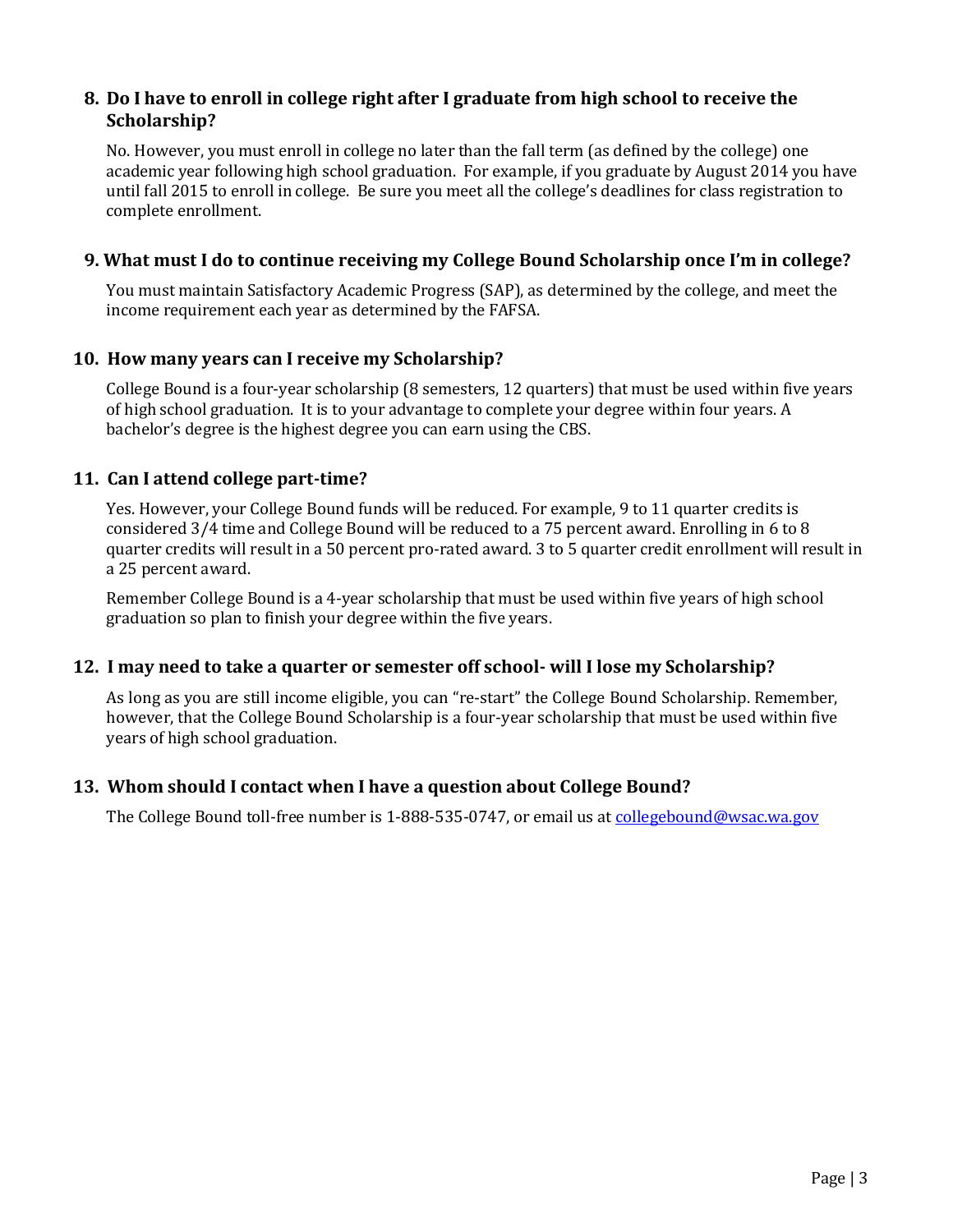### 8. Do I have to enroll in college right after I graduate from high school to receive the Scholarship?

No. However, you must enroll in college no later than the fall term (as defined by the college) one academic year following high school graduation. For example, if you graduate by August 2014 you have until fall 2015 to enroll in college. Be sure you meet all the college's deadlines for class registration to complete enrollment.

### 9. What must I do to continue receiving my College Bound Scholarship once I'm in college?

You must maintain Satisfactory Academic Progress (SAP), as determined by the college, and meet the income requirement each year as determined by the FAFSA.

### 10. How many years can I receive my Scholarship?

College Bound is a four-year scholarship (8 semesters, 12 quarters) that must be used within five years of high school graduation. It is to your advantage to complete your degree within four years. A bachelor's degree is the highest degree you can earn using the CBS.

### 11. Can I attend college part-time?

Yes. However, your College Bound funds will be reduced. For example, 9 to 11 quarter credits is considered 3/4 time and College Bound will be reduced to a 75 percent award. Enrolling in 6 to 8 quarter credits will result in a 50 percent pro-rated award. 3 to 5 quarter credit enrollment will result in a 25 percent award.

Remember College Bound is a 4-year scholarship that must be used within five years of high school graduation so plan to finish your degree within the five years.

### 12. I may need to take a quarter or semester off school- will I lose my Scholarship?

As long as you are still income eligible, you can "re-start" the College Bound Scholarship. Remember, however, that the College Bound Scholarship is a four-year scholarship that must be used within five years of high school graduation.

### 13. Whom should I contact when I have a question about College Bound?

The College Bound toll-free number is 1-888-535-0747, or email us at [collegebound@wsac.wa.gov](mailto:collegebound@wsac.wa.gov)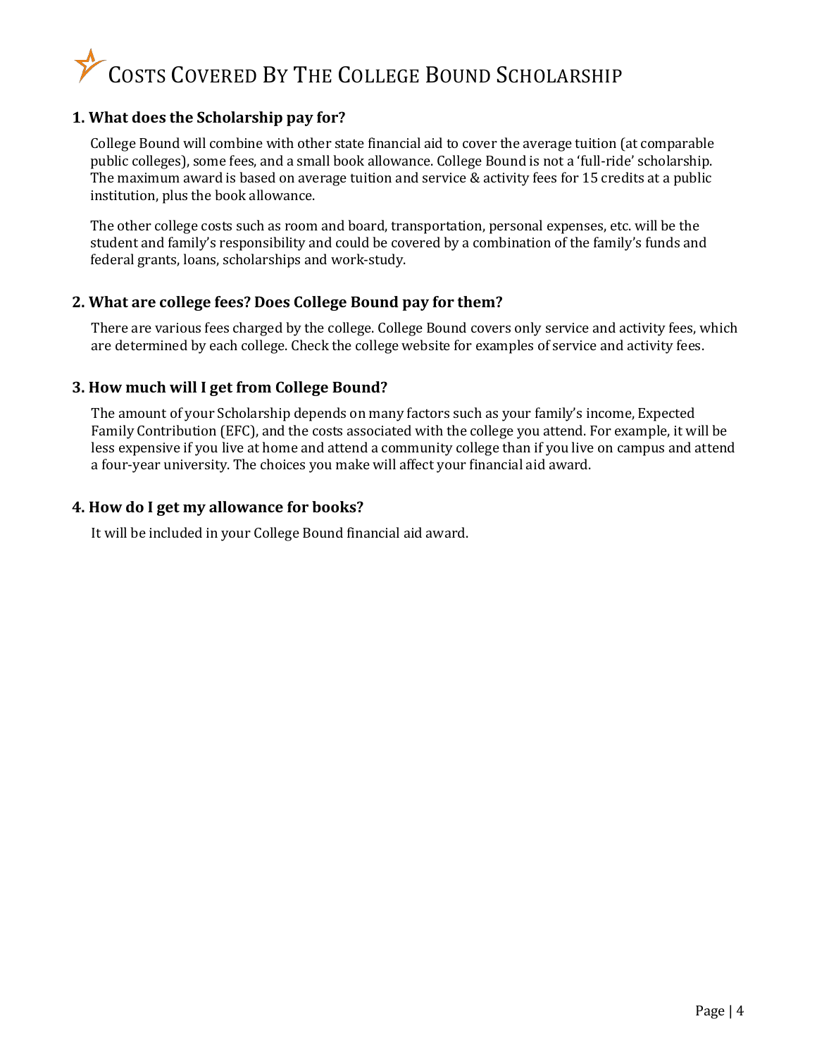# Costs Covered By The College Bound Scholarship

### 1. What does the Scholarship pay for?

College Bound will combine with other state financial aid to cover the average tuition (at comparable public colleges), some fees, and a small book allowance. College Bound is not a 'full-ride' scholarship. The maximum award is based on average tuition and service & activity fees for 15 credits at a public institution, plus the book allowance.

The other college costs such as room and board, transportation, personal expenses, etc. will be the student and family's responsibility and could be covered by a combination of the family's funds and federal grants, loans, scholarships and work-study.

### 2. What are college fees? Does College Bound pay for them?

There are various fees charged by the college. College Bound covers only service and activity fees, which are determined by each college. Check the college website for examples of service and activity fees.

### 3. How much will I get from College Bound?

The amount of your Scholarship depends on many factors such as your family's income, Expected Family Contribution (EFC), and the costs associated with the college you attend. For example, it will be less expensive if you live at home and attend a community college than if you live on campus and attend a four-year university. The choices you make will affect your financial aid award.

### 4. How do I get my allowance for books?

It will be included in your College Bound financial aid award.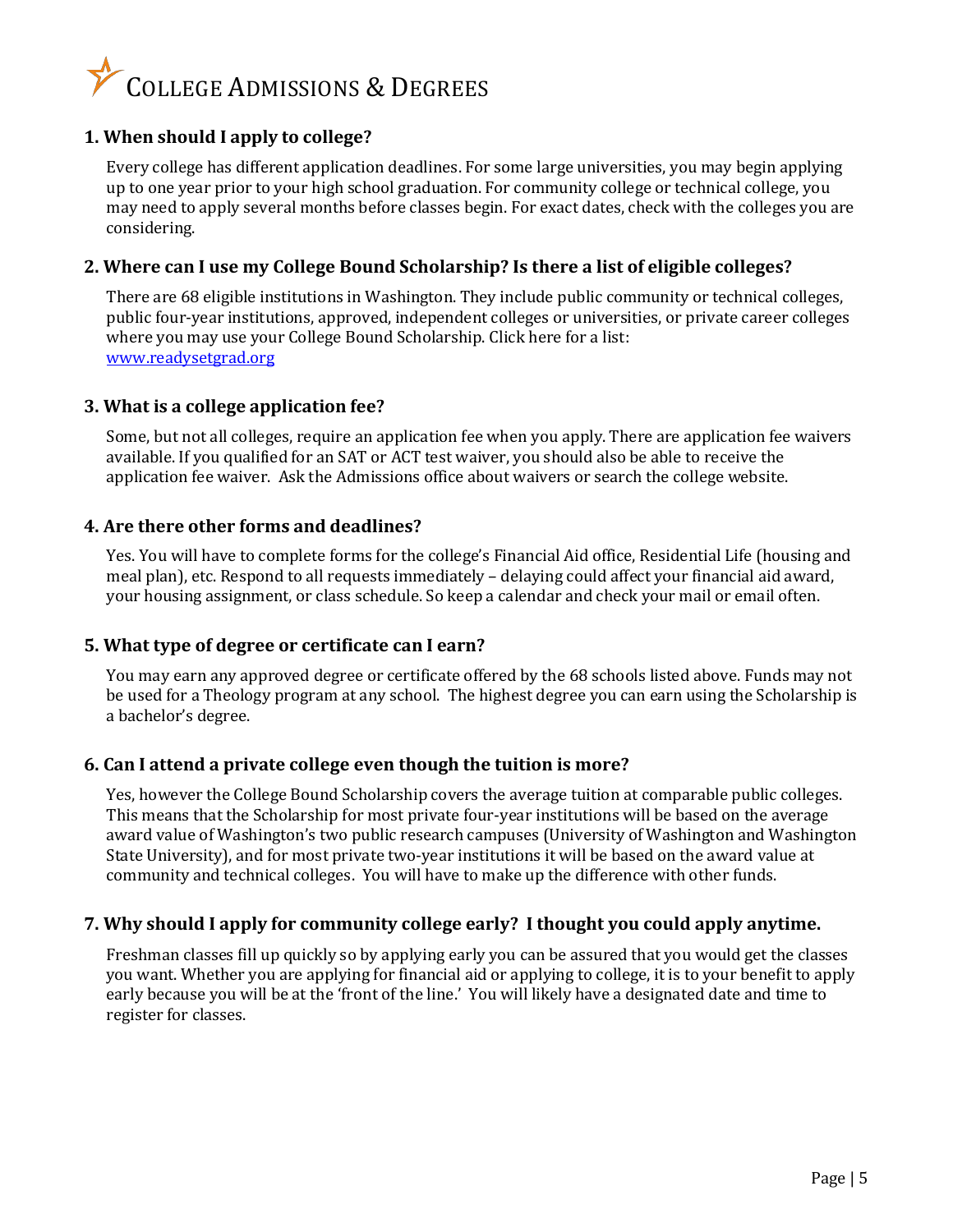# College Admissions & Degrees

### 1. When should I apply to college?

Every college has different application deadlines. For some large universities, you may begin applying up to one year prior to your high school graduation. For community college or technical college, you may need to apply several months before classes begin. For exact dates, check with the colleges you are considering.

### 2. Where can I use my College Bound Scholarship? Is there a list of eligible colleges?

There are 68 eligible institutions in Washington. They include public community or technical colleges, public four-year institutions, approved, independent colleges or universities, or private career colleges where you may use your College Bound Scholarship. Click here for a list: [www.readysetgrad.org](www.readysetgrad.org)

### 3. What is a college application fee?

Some, but not all colleges, require an application fee when you apply. There are application fee waivers available. If you qualified for an SAT or ACT test waiver, you should also be able to receive the application fee waiver. Ask the Admissions office about waivers or search the college website.

### 4. Are there other forms and deadlines?

Yes. You will have to complete forms for the college's Financial Aid office, Residential Life (housing and meal plan), etc. Respond to all requests immediately – delaying could affect your financial aid award, your housing assignment, or class schedule. So keep a calendar and check your mail or email often.

### 5. What type of degree or certificate can I earn?

You may earn any approved degree or certificate offered by the 68 schools listed above. Funds may not be used for a Theology program at any school. The highest degree you can earn using the Scholarship is a bachelor's degree.

### 6. Can I attend a private college even though the tuition is more?

Yes, however the College Bound Scholarship covers the average tuition at comparable public colleges. This means that the Scholarship for most private four-year institutions will be based on the average award value of Washington's two public research campuses (University of Washington and Washington State University), and for most private two-year institutions it will be based on the award value at community and technical colleges. You will have to make up the difference with other funds.

### 7. Why should I apply for community college early? I thought you could apply anytime.

Freshman classes fill up quickly so by applying early you can be assured that you would get the classes you want. Whether you are applying for financial aid or applying to college, it is to your benefit to apply early because you will be at the 'front of the line.' You will likely have a designated date and time to register for classes.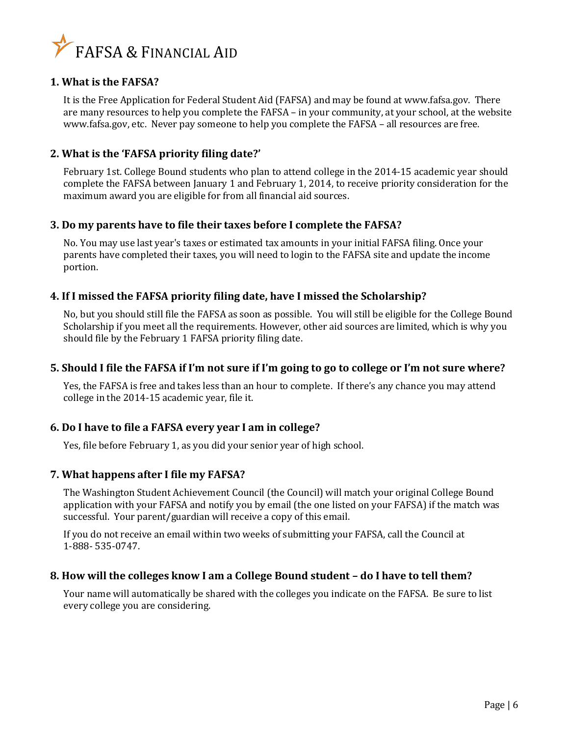# FAFSA & Financial Aid

### 1. What is the FAFSA?

It is the Free Application for Federal Student Aid (FAFSA) and may be found at www.fafsa.gov. There are many resources to help you complete the FAFSA – in your community, at your school, at the website www.fafsa.gov, etc. Never pay someone to help you complete the FAFSA – all resources are free.

### 2. What is the 'FAFSA priority filing date?'

February 1st. College Bound students who plan to attend college in the 2014-15 academic year should complete the FAFSA between January 1 and February 1, 2014, to receive priority consideration for the maximum award you are eligible for from all financial aid sources.

### 3. Do my parents have to file their taxes before I complete the FAFSA?

No. You may use last year's taxes or estimated tax amounts in your initial FAFSA filing. Once your parents have completed their taxes, you will need to login to the FAFSA site and update the income portion.

### 4. If I missed the FAFSA priority filing date, have I missed the Scholarship?

No, but you should still file the FAFSA as soon as possible. You will still be eligible for the College Bound Scholarship if you meet all the requirements. However, other aid sources are limited, which is why you should file by the February 1 FAFSA priority filing date.

### 5. Should I file the FAFSA if I'm not sure if I'm going to go to college or I'm not sure where?

Yes, the FAFSA is free and takes less than an hour to complete. If there's any chance you may attend college in the 2014-15 academic year, file it.

### 6. Do I have to file a FAFSA every year I am in college?

Yes, file before February 1, as you did your senior year of high school.

### 7. What happens after I file my FAFSA?

The Washington Student Achievement Council (the Council) will match your original College Bound application with your FAFSA and notify you by email (the one listed on your FAFSA) if the match was successful. Your parent/guardian will receive a copy of this email.

If you do not receive an email within two weeks of submitting your FAFSA, call the Council at 1-888- 535-0747.

### 8. How will the colleges know I am a College Bound student – do I have to tell them?

Your name will automatically be shared with the colleges you indicate on the FAFSA. Be sure to list every college you are considering.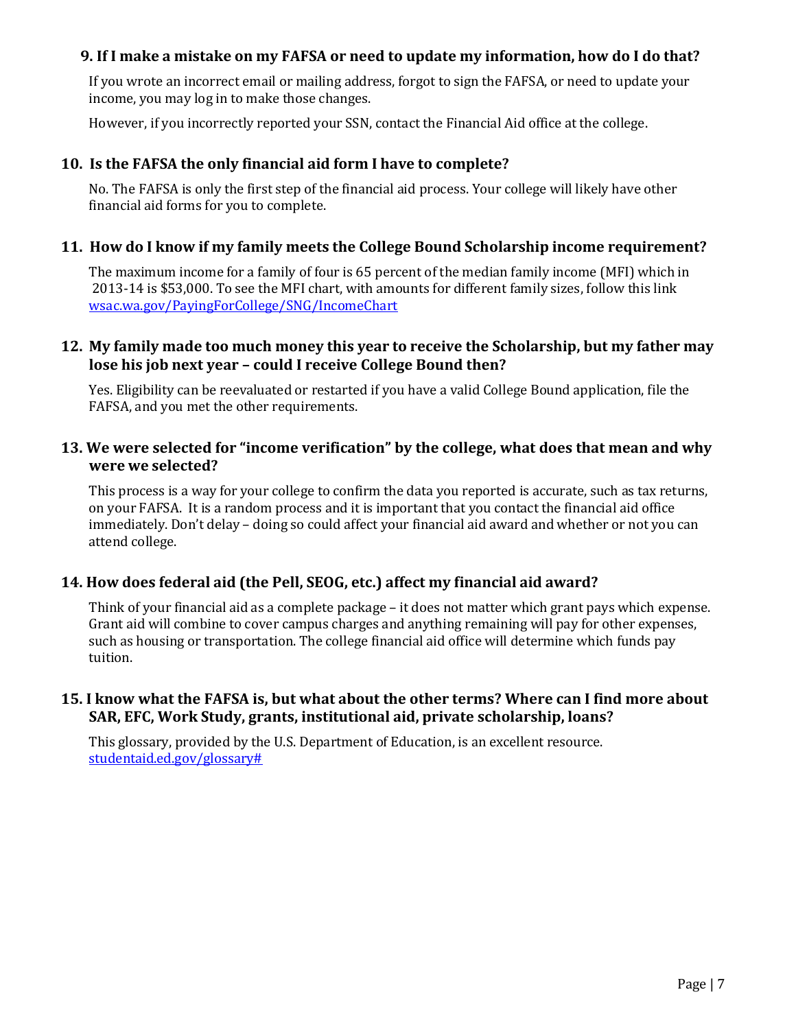### 9. If I make a mistake on my FAFSA or need to update my information, how do I do that?

If you wrote an incorrect email or mailing address, forgot to sign the FAFSA, or need to update your income, you may log in to make those changes.

However, if you incorrectly reported your SSN, contact the Financial Aid office at the college.

### 10. Is the FAFSA the only financial aid form I have to complete?

No. The FAFSA is only the first step of the financial aid process. Your college will likely have other financial aid forms for you to complete.

### 11. How do I know if my family meets the College Bound Scholarship income requirement?

The maximum income for a family of four is 65 percent of the median family income (MFI) which in 2013-14 is $53,000. To see the MFI chart, with amounts for different family sizes, follow this link [wsac.wa.gov/PayingForCollege/SNG/IncomeChart](wsac.wa.gov/PayingForCollege/SNG/IncomeChart)

### 12. My family made too much money this year to receive the Scholarship, but my father may lose his job next year – could I receive College Bound then?

Yes. Eligibility can be reevaluated or restarted if you have a valid College Bound application, file the FAFSA, and you met the other requirements.

### 13. We were selected for "income verification" by the college, what does that mean and why were we selected?

This process is a way for your college to confirm the data you reported is accurate, such as tax returns, on your FAFSA. It is a random process and it is important that you contact the financial aid office immediately. Don't delay – doing so could affect your financial aid award and whether or not you can attend college.

### 14. How does federal aid (the Pell, SEOG, etc.) affect my financial aid award?

Think of your financial aid as a complete package – it does not matter which grant pays which expense. Grant aid will combine to cover campus charges and anything remaining will pay for other expenses, such as housing or transportation. The college financial aid office will determine which funds pay tuition.

### 15. I know what the FAFSA is, but what about the other terms? Where can I find more about SAR, EFC, Work Study, grants, institutional aid, private scholarship, loans?

This glossary, provided by the U.S. Department of Education, is an excellent resource. [studentaid.ed.gov/glossary#](studentaid.ed.gov/glossary#)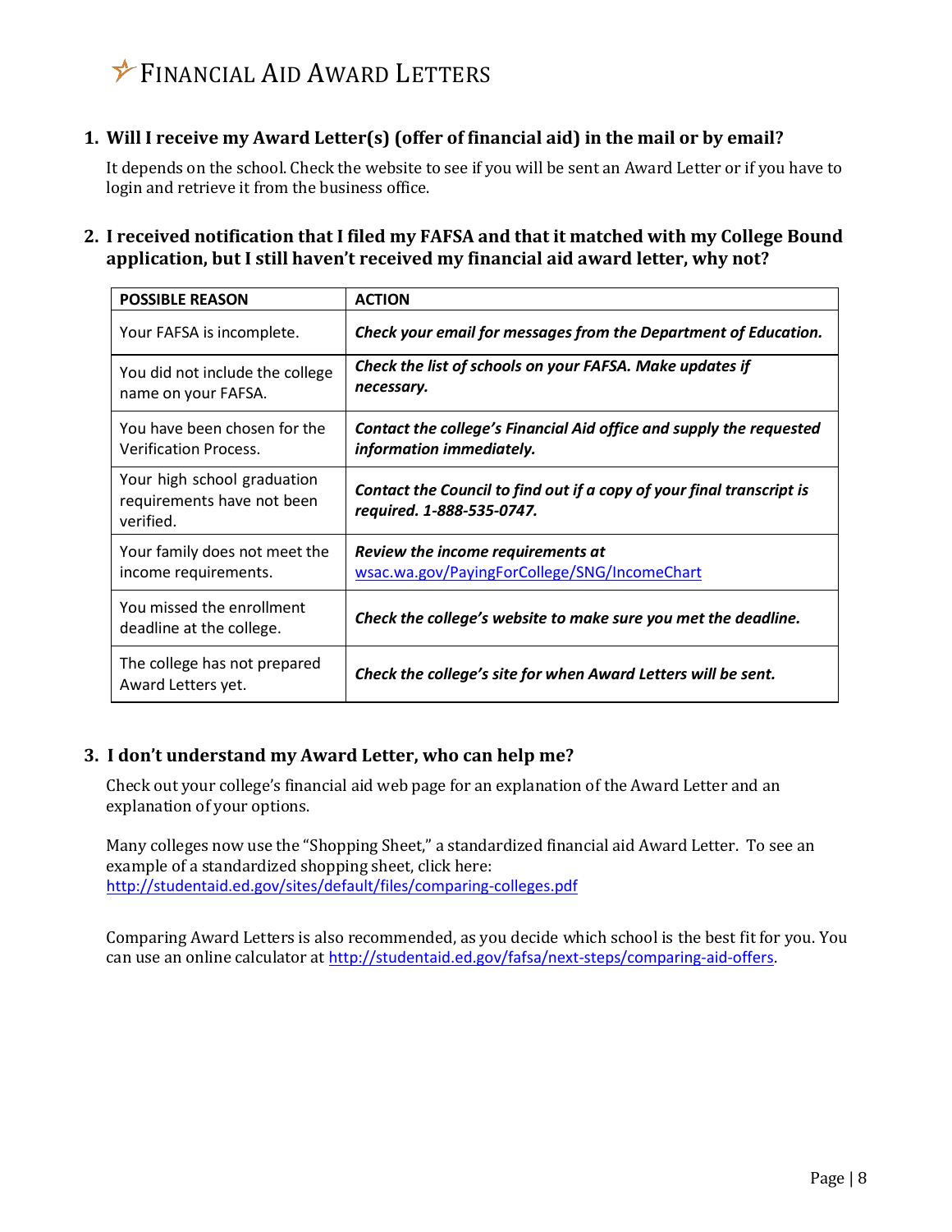# FINANCIAL AID AWARD LETTERS

## 1. Will I receive my Award Letter(s) (offer of financial aid) in the mail or by email?

It depends on the school. Check the website to see if you will be sent an Award Letter or if you have to login and retrieve it from the business office.

## 2. I received notification that I filed my FAFSA and that it matched with my College Bound application, but I still haven't received my financial aid award letter, why not?

| POSSIBLE REASON | ACTION |
|---|---|
| Your FAFSA is incomplete. | ***Check your email for messages from the Department of Education.*** |
| You did not include the college name on your FAFSA. | ***Check the list of schools on your FAFSA. Make updates if necessary.*** |
| You have been chosen for the Verification Process. | ***Contact the college's Financial Aid office and supply the requested information immediately.*** |
| Your high school graduation requirements have not been verified. | ***Contact the Council to find out if a copy of your final transcript is required. 1-888-535-0747.*** |
| Your family does not meet the income requirements. | ***Review the income requirements at*** wsac.wa.gov/PayingForCollege/SNG/IncomeChart |
| You missed the enrollment deadline at the college. | ***Check the college's website to make sure you met the deadline.*** |
| The college has not prepared Award Letters yet. | ***Check the college's site for when Award Letters will be sent.*** |

## 3. I don't understand my Award Letter, who can help me?

Check out your college's financial aid web page for an explanation of the Award Letter and an explanation of your options.

Many colleges now use the "Shopping Sheet," a standardized financial aid Award Letter. To see an example of a standardized shopping sheet, click here: http://studentaid.ed.gov/sites/default/files/comparing-colleges.pdf

Comparing Award Letters is also recommended, as you decide which school is the best fit for you. You can use an online calculator at http://studentaid.ed.gov/fafsa/next-steps/comparing-aid-offers.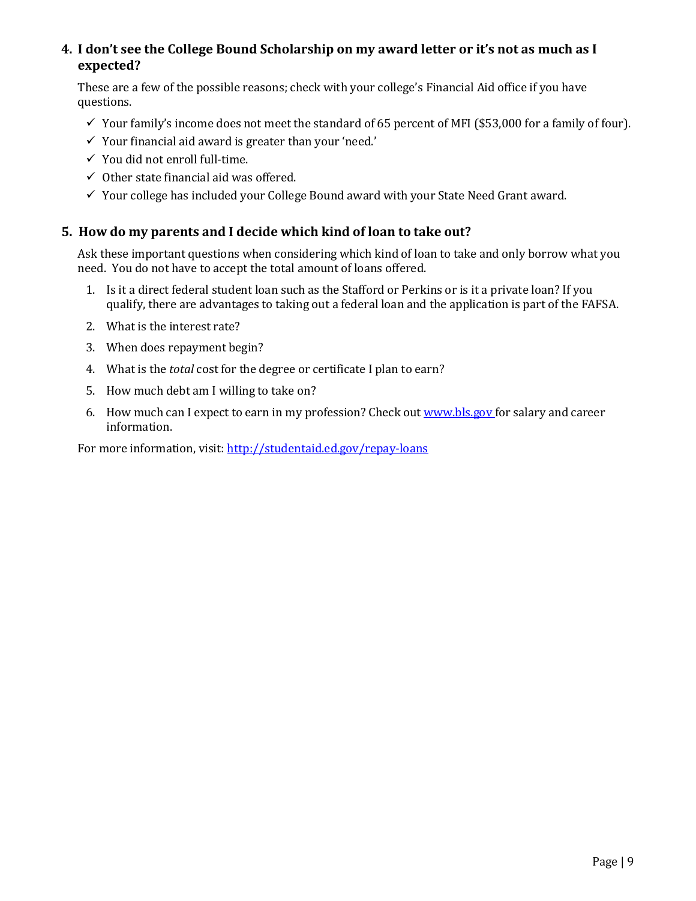### 4. I don't see the College Bound Scholarship on my award letter or it's not as much as I expected?

These are a few of the possible reasons; check with your college's Financial Aid office if you have questions.

- ✓ Your family's income does not meet the standard of 65 percent of MFI ($53,000 for a family of four).
- ✓ Your financial aid award is greater than your 'need.'
- ✓ You did not enroll full-time.
- ✓ Other state financial aid was offered.
- ✓ Your college has included your College Bound award with your State Need Grant award.

### 5. How do my parents and I decide which kind of loan to take out?

Ask these important questions when considering which kind of loan to take and only borrow what you need. You do not have to accept the total amount of loans offered.

1. Is it a direct federal student loan such as the Stafford or Perkins or is it a private loan? If you qualify, there are advantages to taking out a federal loan and the application is part of the FAFSA.
2. What is the interest rate?
3. When does repayment begin?
4. What is the *total* cost for the degree or certificate I plan to earn?
5. How much debt am I willing to take on?
6. How much can I expect to earn in my profession? Check out [www.bls.gov](http://www.bls.gov) for salary and career information.

For more information, visit: [http://studentaid.ed.gov/repay-loans](http://studentaid.ed.gov/repay-loans)